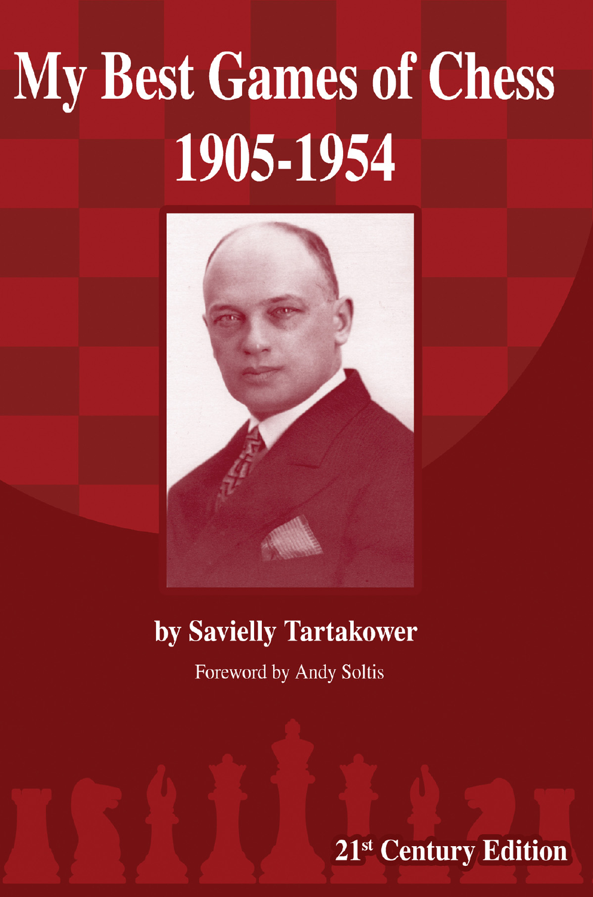# My Best Games of Chess 1905-1954

**by Savielly Tartakower**

Foreword by Andy Soltis

**21st Century Edition**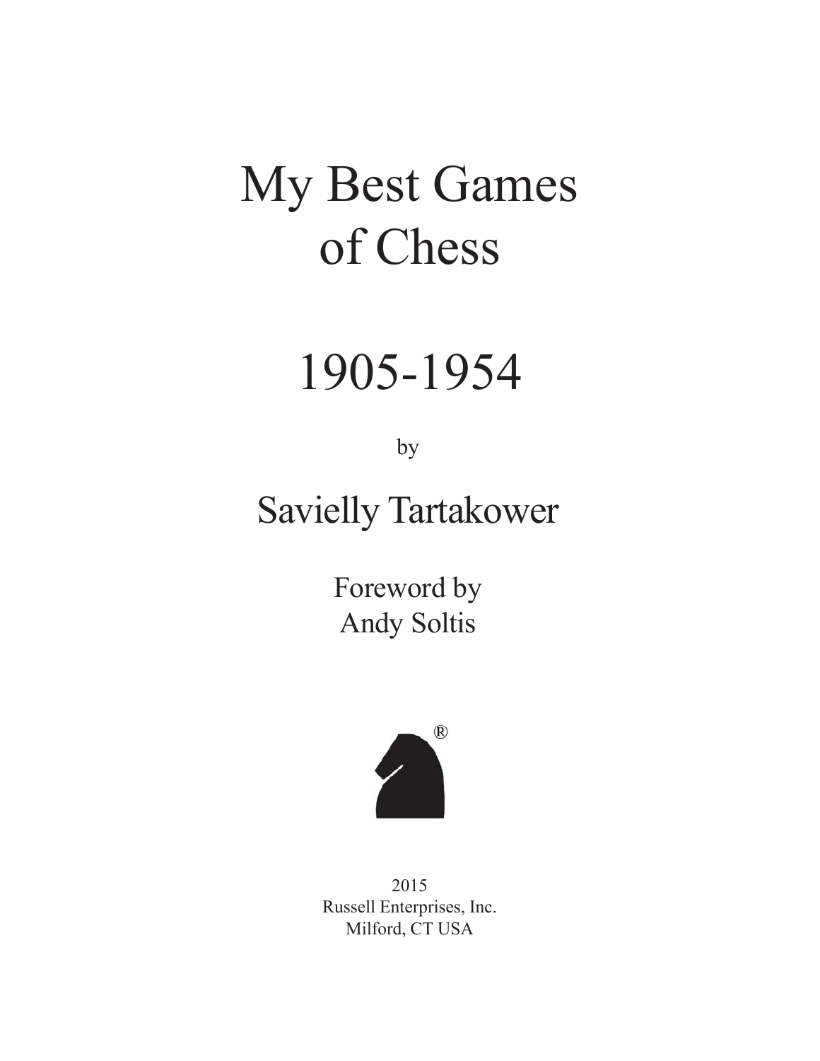# My Best Games of Chess

# 1905-1954

by

## Savielly Tartakower

Foreword by
Andy Soltis

2015
Russell Enterprises, Inc.
Milford, CT USA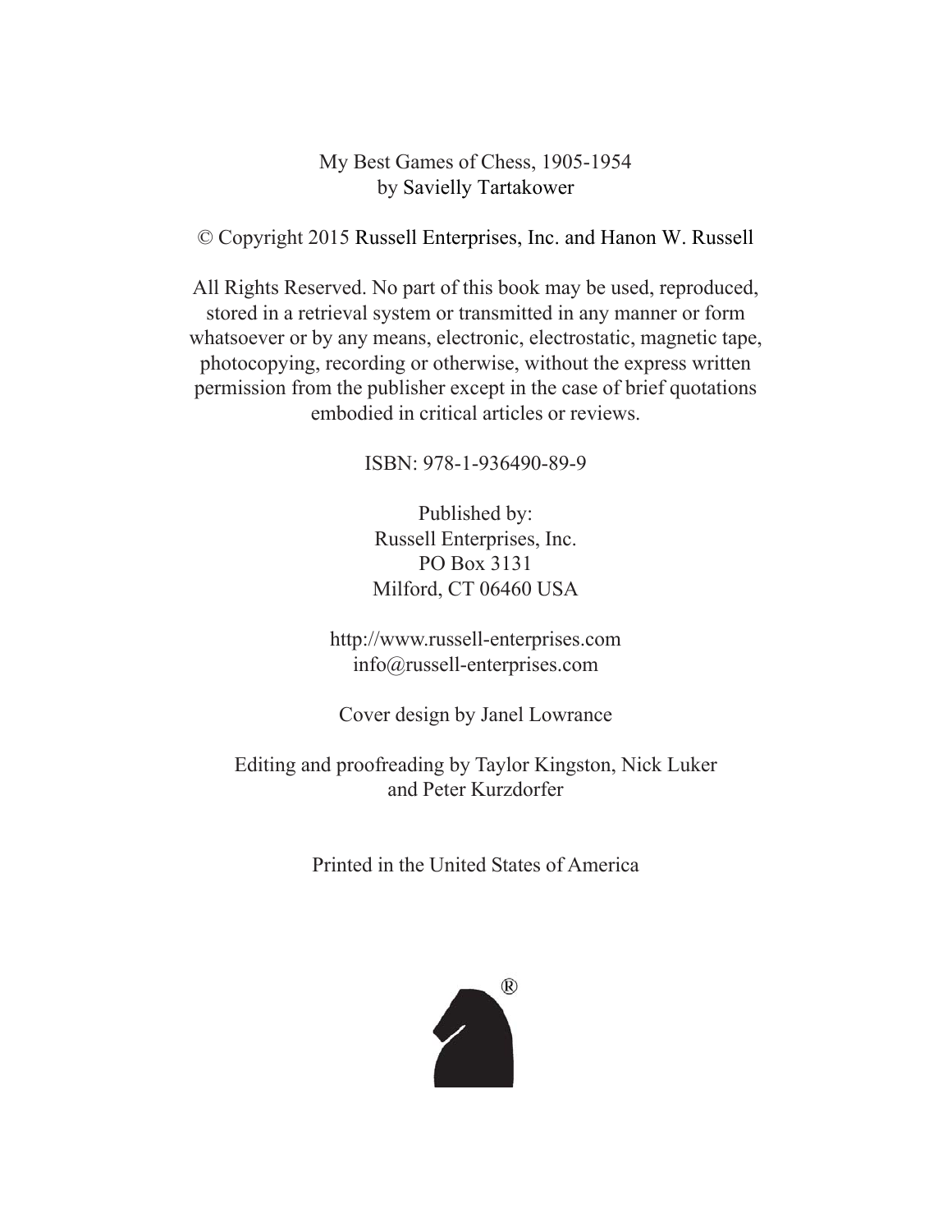My Best Games of Chess, 1905-1954
by Savielly Tartakower

© Copyright 2015 Russell Enterprises, Inc. and Hanon W. Russell

All Rights Reserved. No part of this book may be used, reproduced, stored in a retrieval system or transmitted in any manner or form whatsoever or by any means, electronic, electrostatic, magnetic tape, photocopying, recording or otherwise, without the express written permission from the publisher except in the case of brief quotations embodied in critical articles or reviews.

ISBN: 978-1-936490-89-9

Published by:
Russell Enterprises, Inc.
PO Box 3131
Milford, CT 06460 USA

http://www.russell-enterprises.com
info@russell-enterprises.com

Cover design by Janel Lowrance

Editing and proofreading by Taylor Kingston, Nick Luker and Peter Kurzdorfer

Printed in the United States of America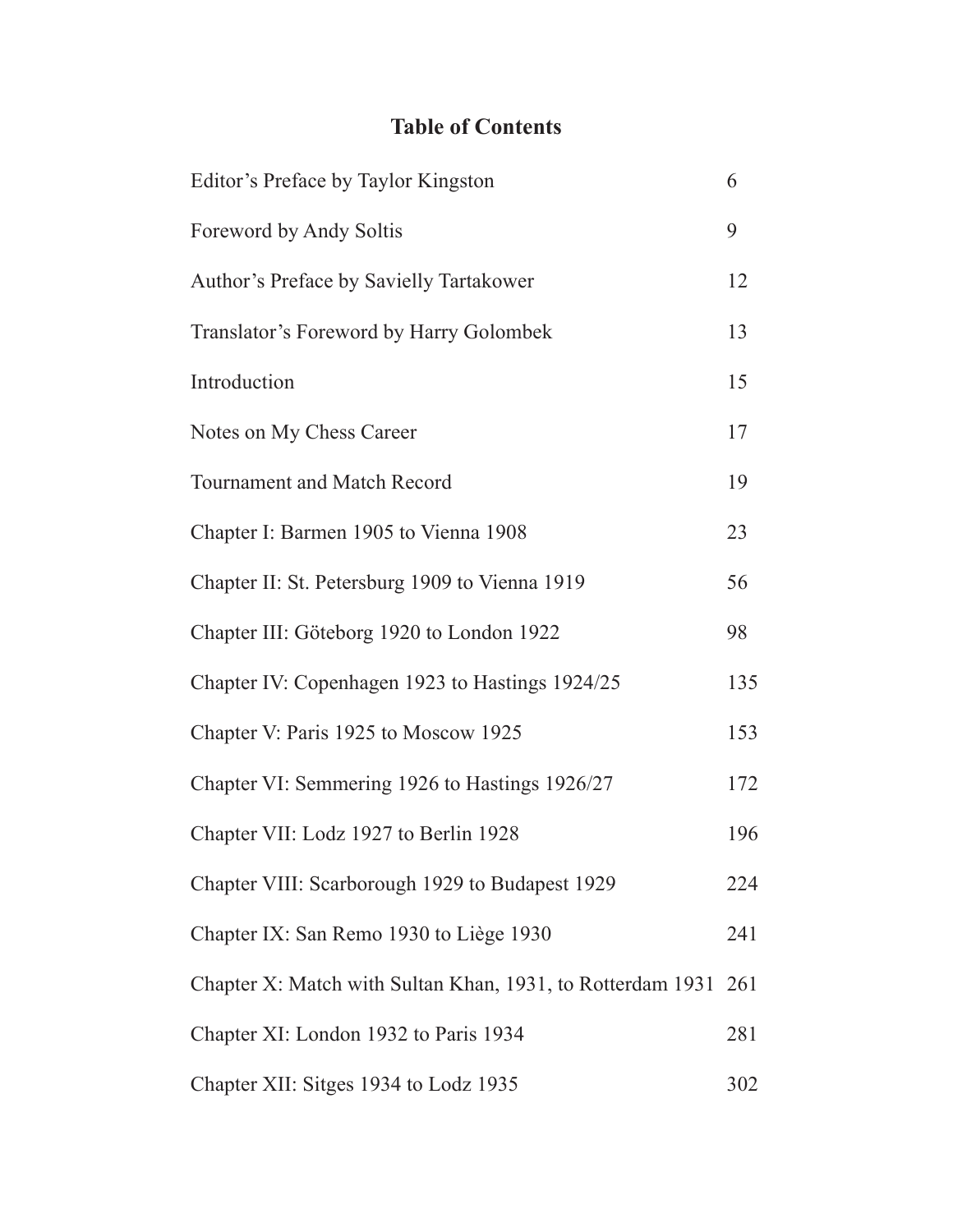# Table of Contents

| | |
|---|---|
| Editor's Preface by Taylor Kingston | 6 |
| Foreword by Andy Soltis | 9 |
| Author's Preface by Savielly Tartakower | 12 |
| Translator's Foreword by Harry Golombek | 13 |
| Introduction | 15 |
| Notes on My Chess Career | 17 |
| Tournament and Match Record | 19 |
| Chapter I: Barmen 1905 to Vienna 1908 | 23 |
| Chapter II: St. Petersburg 1909 to Vienna 1919 | 56 |
| Chapter III: Göteborg 1920 to London 1922 | 98 |
| Chapter IV: Copenhagen 1923 to Hastings 1924/25 | 135 |
| Chapter V: Paris 1925 to Moscow 1925 | 153 |
| Chapter VI: Semmering 1926 to Hastings 1926/27 | 172 |
| Chapter VII: Lodz 1927 to Berlin 1928 | 196 |
| Chapter VIII: Scarborough 1929 to Budapest 1929 | 224 |
| Chapter IX: San Remo 1930 to Liège 1930 | 241 |
| Chapter X: Match with Sultan Khan, 1931, to Rotterdam 1931 | 261 |
| Chapter XI: London 1932 to Paris 1934 | 281 |
| Chapter XII: Sitges 1934 to Lodz 1935 | 302 |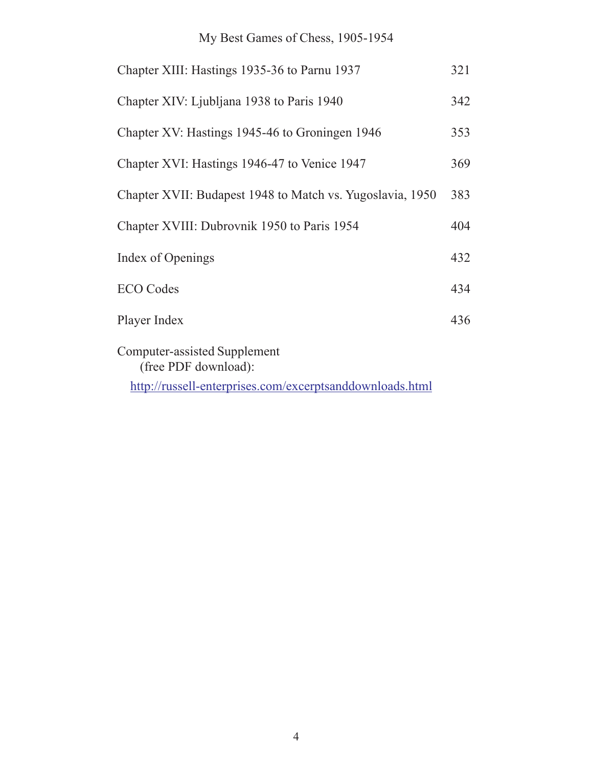| | |
|---|---|
| Chapter XIII: Hastings 1935-36 to Parnu 1937 | 321 |
| Chapter XIV: Ljubljana 1938 to Paris 1940 | 342 |
| Chapter XV: Hastings 1945-46 to Groningen 1946 | 353 |
| Chapter XVI: Hastings 1946-47 to Venice 1947 | 369 |
| Chapter XVII: Budapest 1948 to Match vs. Yugoslavia, 1950 | 383 |
| Chapter XVIII: Dubrovnik 1950 to Paris 1954 | 404 |
| Index of Openings | 432 |
| ECO Codes | 434 |
| Player Index | 436 |

Computer-assisted Supplement
(free PDF download):

http://russell-enterprises.com/excerptsanddownloads.html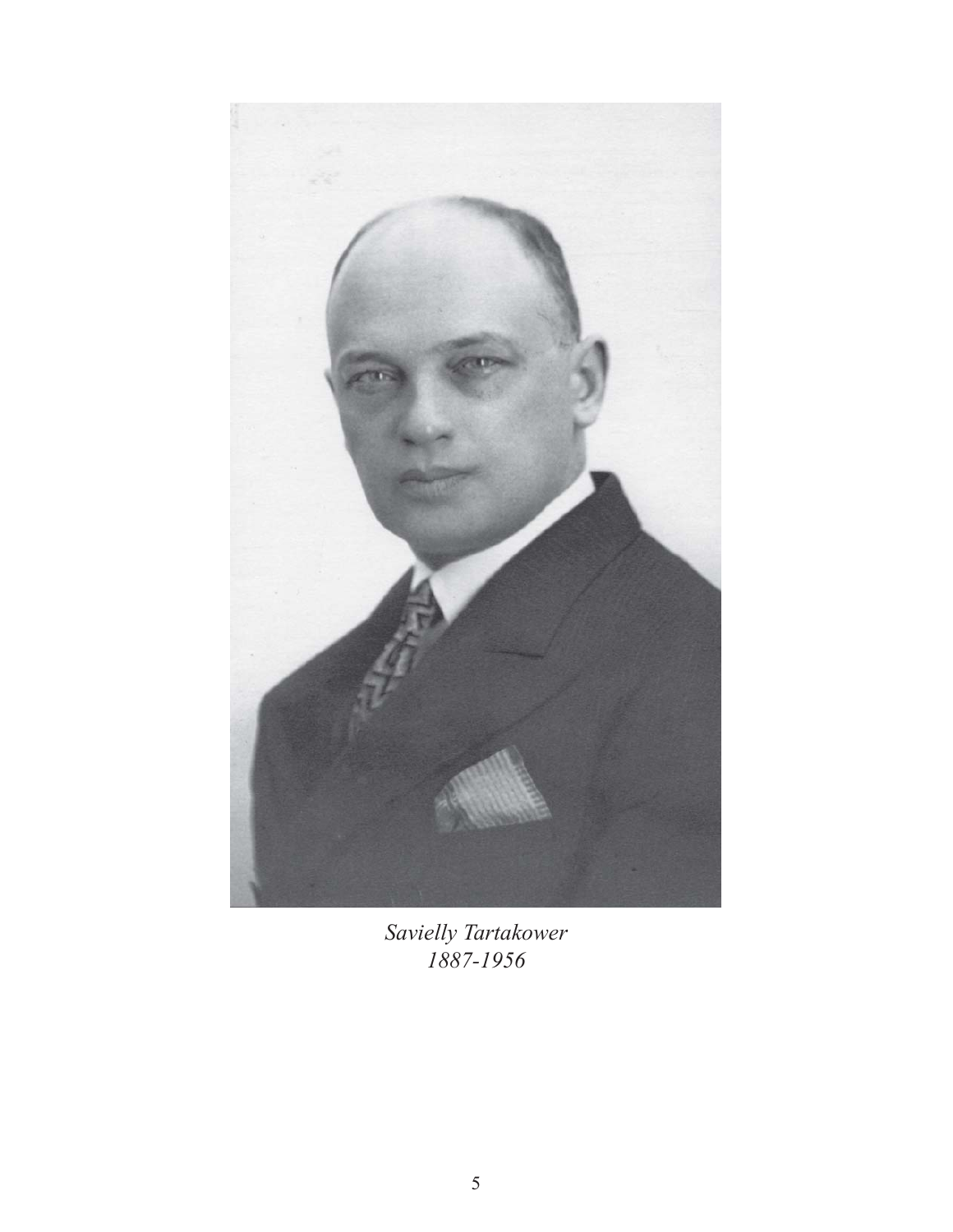*Savielly Tartakower*
*1887-1956*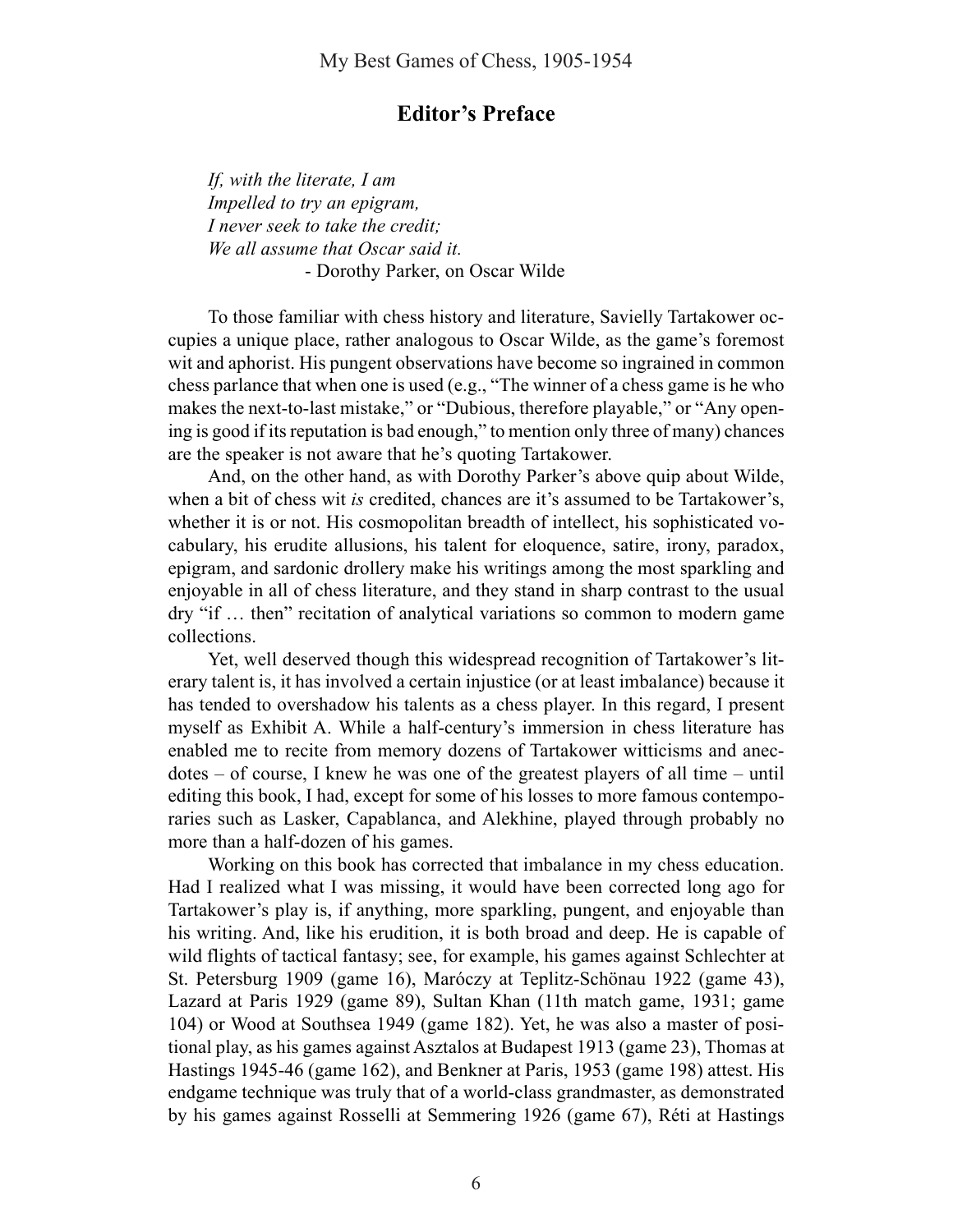## Editor's Preface

*If, with the literate, I am*
*Impelled to try an epigram,*
*I never seek to take the credit;*
*We all assume that Oscar said it.*
- Dorothy Parker, on Oscar Wilde

To those familiar with chess history and literature, Savielly Tartakower occupies a unique place, rather analogous to Oscar Wilde, as the game's foremost wit and aphorist. His pungent observations have become so ingrained in common chess parlance that when one is used (e.g., "The winner of a chess game is he who makes the next-to-last mistake," or "Dubious, therefore playable," or "Any opening is good if its reputation is bad enough," to mention only three of many) chances are the speaker is not aware that he's quoting Tartakower.

And, on the other hand, as with Dorothy Parker's above quip about Wilde, when a bit of chess wit *is* credited, chances are it's assumed to be Tartakower's, whether it is or not. His cosmopolitan breadth of intellect, his sophisticated vocabulary, his erudite allusions, his talent for eloquence, satire, irony, paradox, epigram, and sardonic drollery make his writings among the most sparkling and enjoyable in all of chess literature, and they stand in sharp contrast to the usual dry "if … then" recitation of analytical variations so common to modern game collections.

Yet, well deserved though this widespread recognition of Tartakower's literary talent is, it has involved a certain injustice (or at least imbalance) because it has tended to overshadow his talents as a chess player. In this regard, I present myself as Exhibit A. While a half-century's immersion in chess literature has enabled me to recite from memory dozens of Tartakower witticisms and anecdotes – of course, I knew he was one of the greatest players of all time – until editing this book, I had, except for some of his losses to more famous contemporaries such as Lasker, Capablanca, and Alekhine, played through probably no more than a half-dozen of his games.

Working on this book has corrected that imbalance in my chess education. Had I realized what I was missing, it would have been corrected long ago for Tartakower's play is, if anything, more sparkling, pungent, and enjoyable than his writing. And, like his erudition, it is both broad and deep. He is capable of wild flights of tactical fantasy; see, for example, his games against Schlechter at St. Petersburg 1909 (game 16), Maróczy at Teplitz-Schönau 1922 (game 43), Lazard at Paris 1929 (game 89), Sultan Khan (11th match game, 1931; game 104) or Wood at Southsea 1949 (game 182). Yet, he was also a master of positional play, as his games against Asztalos at Budapest 1913 (game 23), Thomas at Hastings 1945-46 (game 162), and Benkner at Paris, 1953 (game 198) attest. His endgame technique was truly that of a world-class grandmaster, as demonstrated by his games against Rosselli at Semmering 1926 (game 67), Réti at Hastings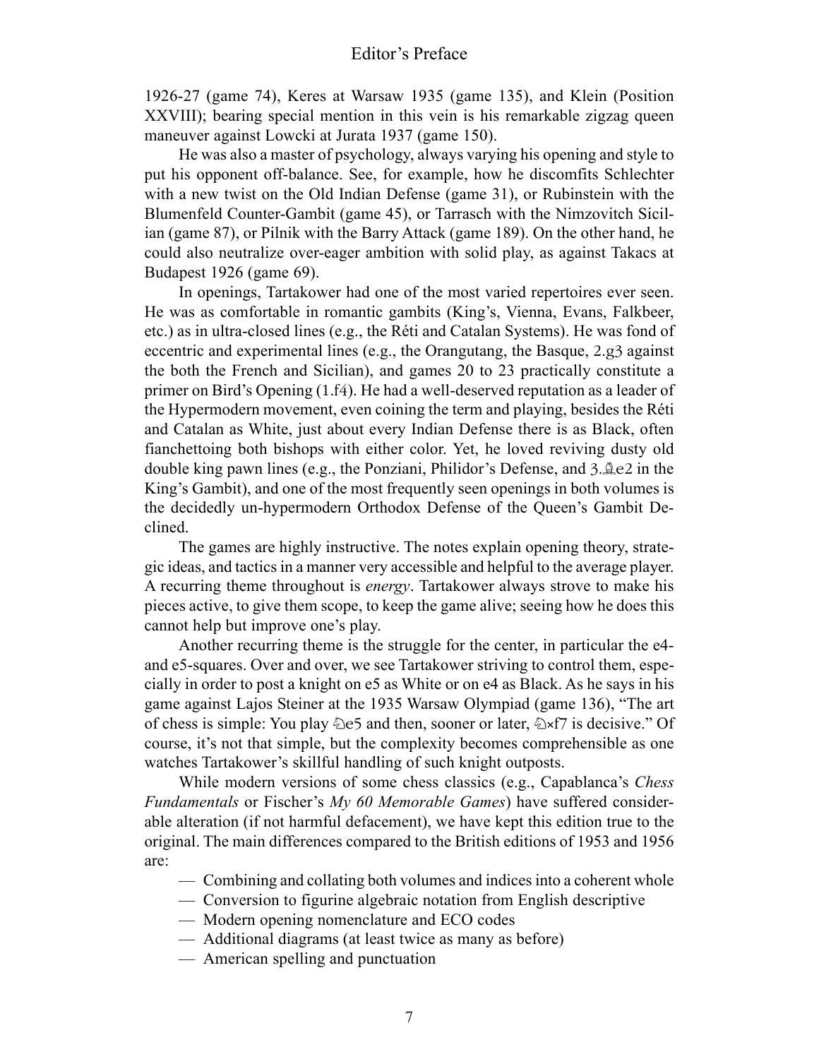1926-27 (game 74), Keres at Warsaw 1935 (game 135), and Klein (Position XXVIII); bearing special mention in this vein is his remarkable zigzag queen maneuver against Lowcki at Jurata 1937 (game 150).

He was also a master of psychology, always varying his opening and style to put his opponent off-balance. See, for example, how he discomfits Schlechter with a new twist on the Old Indian Defense (game 31), or Rubinstein with the Blumenfeld Counter-Gambit (game 45), or Tarrasch with the Nimzovitch Sicilian (game 87), or Pilnik with the Barry Attack (game 189). On the other hand, he could also neutralize over-eager ambition with solid play, as against Takacs at Budapest 1926 (game 69).

In openings, Tartakower had one of the most varied repertoires ever seen. He was as comfortable in romantic gambits (King's, Vienna, Evans, Falkbeer, etc.) as in ultra-closed lines (e.g., the Réti and Catalan Systems). He was fond of eccentric and experimental lines (e.g., the Orangutang, the Basque, 2.g3 against the both the French and Sicilian), and games 20 to 23 practically constitute a primer on Bird's Opening (1.f4). He had a well-deserved reputation as a leader of the Hypermodern movement, even coining the term and playing, besides the Réti and Catalan as White, just about every Indian Defense there is as Black, often fianchettoing both bishops with either color. Yet, he loved reviving dusty old double king pawn lines (e.g., the Ponziani, Philidor's Defense, and 3.♗e2 in the King's Gambit), and one of the most frequently seen openings in both volumes is the decidedly un-hypermodern Orthodox Defense of the Queen's Gambit Declined.

The games are highly instructive. The notes explain opening theory, strategic ideas, and tactics in a manner very accessible and helpful to the average player. A recurring theme throughout is *energy*. Tartakower always strove to make his pieces active, to give them scope, to keep the game alive; seeing how he does this cannot help but improve one's play.

Another recurring theme is the struggle for the center, in particular the e4- and e5-squares. Over and over, we see Tartakower striving to control them, especially in order to post a knight on e5 as White or on e4 as Black. As he says in his game against Lajos Steiner at the 1935 Warsaw Olympiad (game 136), "The art of chess is simple: You play ♘e5 and then, sooner or later, ♘×f7 is decisive." Of course, it's not that simple, but the complexity becomes comprehensible as one watches Tartakower's skillful handling of such knight outposts.

While modern versions of some chess classics (e.g., Capablanca's *Chess Fundamentals* or Fischer's *My 60 Memorable Games*) have suffered considerable alteration (if not harmful defacement), we have kept this edition true to the original. The main differences compared to the British editions of 1953 and 1956 are:

- Combining and collating both volumes and indices into a coherent whole
- Conversion to figurine algebraic notation from English descriptive
- Modern opening nomenclature and ECO codes
- Additional diagrams (at least twice as many as before)
- American spelling and punctuation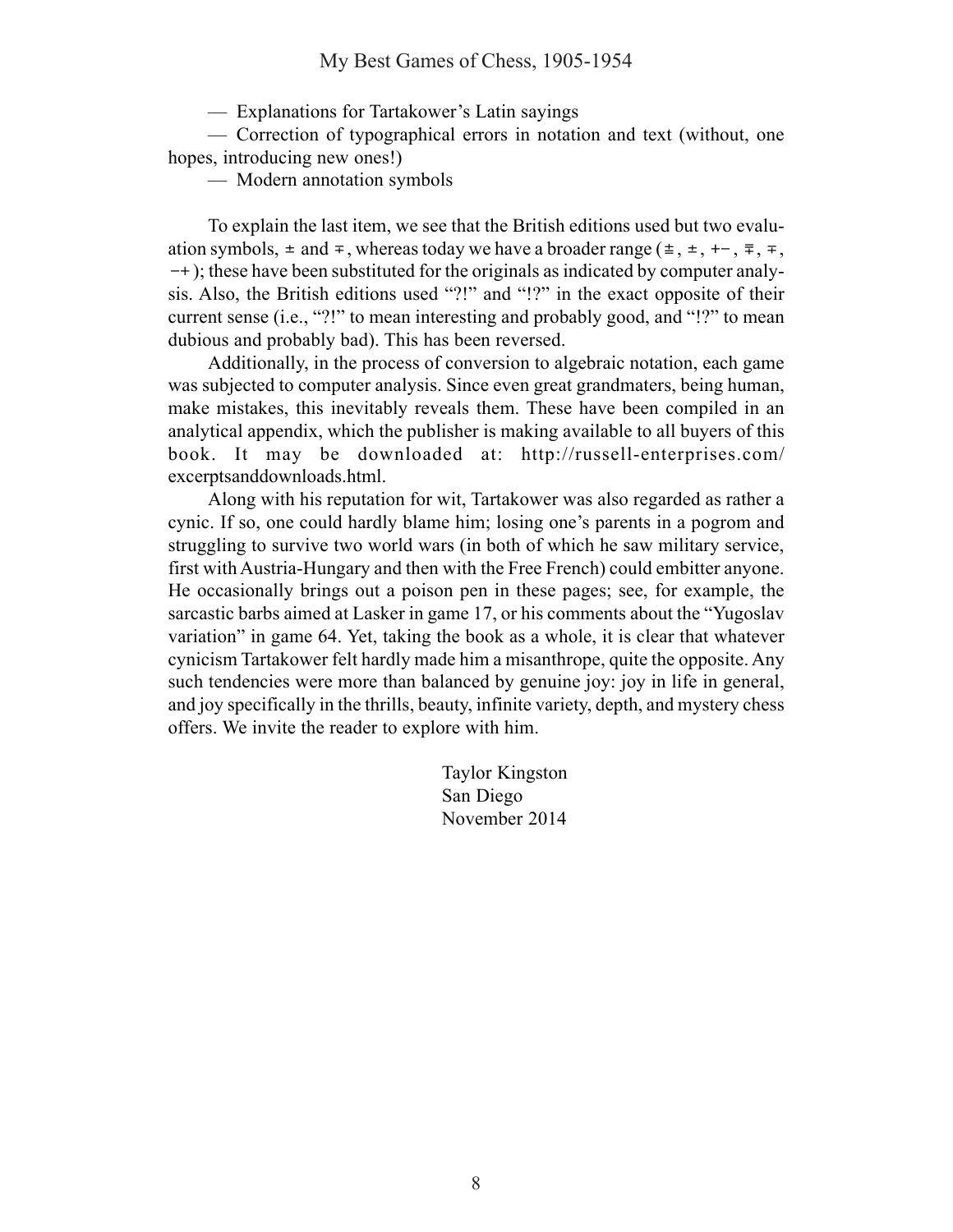— Explanations for Tartakower's Latin sayings

— Correction of typographical errors in notation and text (without, one hopes, introducing new ones!)

— Modern annotation symbols

To explain the last item, we see that the British editions used but two evaluation symbols, ± and ∓, whereas today we have a broader range (⩲, ±, +−, ⩱, ∓, −+); these have been substituted for the originals as indicated by computer analysis. Also, the British editions used "?!" and "!?" in the exact opposite of their current sense (i.e., "?!" to mean interesting and probably good, and "!?" to mean dubious and probably bad). This has been reversed.

Additionally, in the process of conversion to algebraic notation, each game was subjected to computer analysis. Since even great grandmaters, being human, make mistakes, this inevitably reveals them. These have been compiled in an analytical appendix, which the publisher is making available to all buyers of this book. It may be downloaded at: http://russell-enterprises.com/excerptsanddownloads.html.

Along with his reputation for wit, Tartakower was also regarded as rather a cynic. If so, one could hardly blame him; losing one's parents in a pogrom and struggling to survive two world wars (in both of which he saw military service, first with Austria-Hungary and then with the Free French) could embitter anyone. He occasionally brings out a poison pen in these pages; see, for example, the sarcastic barbs aimed at Lasker in game 17, or his comments about the "Yugoslav variation" in game 64. Yet, taking the book as a whole, it is clear that whatever cynicism Tartakower felt hardly made him a misanthrope, quite the opposite. Any such tendencies were more than balanced by genuine joy: joy in life in general, and joy specifically in the thrills, beauty, infinite variety, depth, and mystery chess offers. We invite the reader to explore with him.

Taylor Kingston
San Diego
November 2014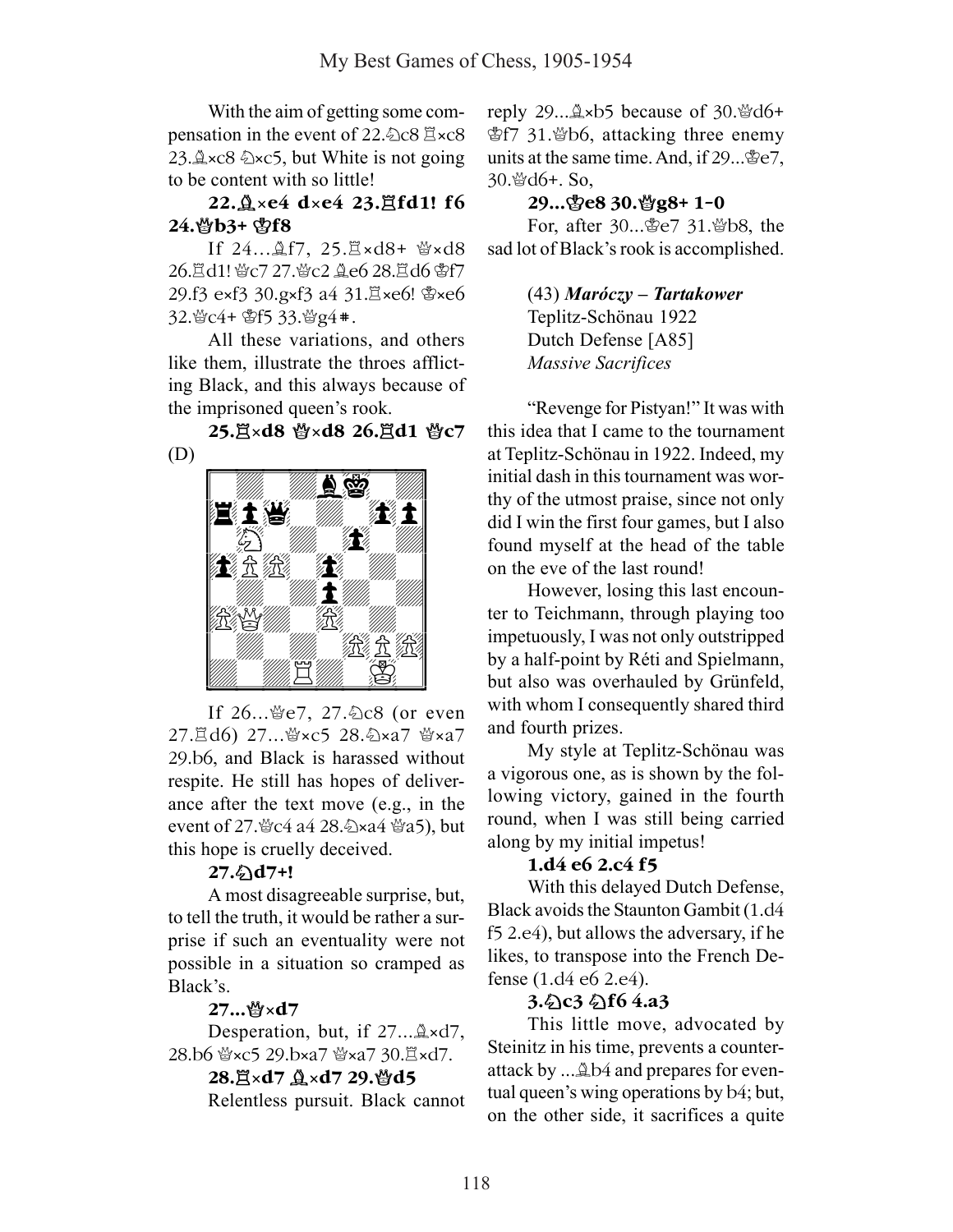With the aim of getting some compensation in the event of 22.♘c8 ♖×c8 23.♗×c8 ♘×c5, but White is not going to be content with so little!

**22.♗×e4 d×e4 23.♖fd1! f6 24.♕b3+ ♔f8**

If 24...♗f7, 25.♖×d8+ ♕×d8 26.♖d1! ♕c7 27.♕c2 ♗e6 28.♖d6 ♔f7 29.f3 e×f3 30.g×f3 a4 31.♖×e6! ♔×e6 32.♕c4+ ♔f5 33.♕g4#.

All these variations, and others like them, illustrate the throes afflicting Black, and this always because of the imprisoned queen's rook.

**25.♖×d8 ♕×d8 26.♖d1 ♕c7** (D)

If 26...♕e7, 27.♘c8 (or even 27.♖d6) 27...♕×c5 28.♘×a7 ♕×a7 29.b6, and Black is harassed without respite. He still has hopes of deliverance after the text move (e.g., in the event of 27.♕c4 a4 28.♘×a4 ♕a5), but this hope is cruelly deceived.

**27.♘d7+!**

A most disagreeable surprise, but, to tell the truth, it would be rather a surprise if such an eventuality were not possible in a situation so cramped as Black's.

**27...♕×d7**

Desperation, but, if 27...♗×d7, 28.b6 ♕×c5 29.b×a7 ♕×a7 30.♖×d7.

**28.♖×d7 ♗×d7 29.♕d5**

Relentless pursuit. Black cannot reply 29...♗×b5 because of 30.♕d6+ ♔f7 31.♕b6, attacking three enemy units at the same time. And, if 29...♔e7, 30.♕d6+. So,

**29...♔e8 30.♕g8+ 1-0**

For, after 30...♔e7 31.♕b8, the sad lot of Black's rook is accomplished.

(43) ***Maróczy – Tartakower***
Teplitz-Schönau 1922
Dutch Defense [A85]
*Massive Sacrifices*

"Revenge for Pistyan!" It was with this idea that I came to the tournament at Teplitz-Schönau in 1922. Indeed, my initial dash in this tournament was worthy of the utmost praise, since not only did I win the first four games, but I also found myself at the head of the table on the eve of the last round!

However, losing this last encounter to Teichmann, through playing too impetuously, I was not only outstripped by a half-point by Réti and Spielmann, but also was overhauled by Grünfeld, with whom I consequently shared third and fourth prizes.

My style at Teplitz-Schönau was a vigorous one, as is shown by the following victory, gained in the fourth round, when I was still being carried along by my initial impetus!

**1.d4 e6 2.c4 f5**

With this delayed Dutch Defense, Black avoids the Staunton Gambit (1.d4 f5 2.e4), but allows the adversary, if he likes, to transpose into the French Defense (1.d4 e6 2.e4).

**3.♘c3 ♘f6 4.a3**

This little move, advocated by Steinitz in his time, prevents a counterattack by ...♗b4 and prepares for eventual queen's wing operations by b4; but, on the other side, it sacrifices a quite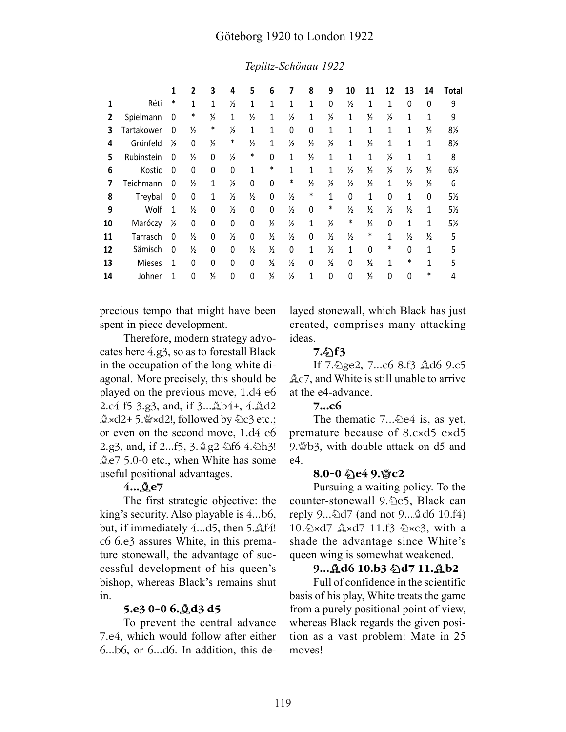*Teplitz-Schönau 1922*

| | | 1 | 2 | 3 | 4 | 5 | 6 | 7 | 8 | 9 | 10 | 11 | 12 | 13 | 14 | Total |
|---|---|---|---|---|---|---|---|---|---|---|---|---|---|---|---|---|
| 1 | Réti | * | 1 | 1 | ½ | 1 | 1 | 1 | 1 | 0 | ½ | 1 | 1 | 0 | 0 | 9 |
| 2 | Spielmann | 0 | * | ½ | 1 | ½ | 1 | ½ | 1 | ½ | 1 | ½ | ½ | 1 | 1 | 9 |
| 3 | Tartakower | 0 | ½ | * | ½ | 1 | 1 | 0 | 0 | 1 | 1 | 1 | 1 | 1 | ½ | 8½ |
| 4 | Grünfeld | ½ | 0 | ½ | * | ½ | 1 | ½ | ½ | ½ | 1 | ½ | 1 | 1 | 1 | 8½ |
| 5 | Rubinstein | 0 | ½ | 0 | ½ | * | 0 | 1 | ½ | 1 | 1 | 1 | ½ | 1 | 1 | 8 |
| 6 | Kostic | 0 | 0 | 0 | 0 | 1 | * | 1 | 1 | 1 | ½ | ½ | ½ | ½ | ½ | 6½ |
| 7 | Teichmann | 0 | ½ | 1 | ½ | 0 | 0 | * | ½ | ½ | ½ | ½ | 1 | ½ | ½ | 6 |
| 8 | Treybal | 0 | 0 | 1 | ½ | ½ | 0 | ½ | * | 1 | 0 | 1 | 0 | 1 | 0 | 5½ |
| 9 | Wolf | 1 | ½ | 0 | ½ | 0 | 0 | ½ | 0 | * | ½ | ½ | ½ | ½ | 1 | 5½ |
| 10 | Maróczy | ½ | 0 | 0 | 0 | 0 | ½ | ½ | 1 | ½ | * | ½ | 0 | 1 | 1 | 5½ |
| 11 | Tarrasch | 0 | ½ | 0 | ½ | 0 | ½ | ½ | 0 | ½ | ½ | * | 1 | ½ | ½ | 5 |
| 12 | Sämisch | 0 | ½ | 0 | 0 | ½ | ½ | 0 | 1 | ½ | 1 | 0 | * | 0 | 1 | 5 |
| 13 | Mieses | 1 | 0 | 0 | 0 | 0 | ½ | ½ | 0 | ½ | 0 | ½ | 1 | * | 1 | 5 |
| 14 | Johner | 1 | 0 | ½ | 0 | 0 | ½ | ½ | 1 | 0 | 0 | ½ | 0 | 0 | * | 4 |

precious tempo that might have been spent in piece development.

Therefore, modern strategy advocates here 4.g3, so as to forestall Black in the occupation of the long white diagonal. More precisely, this should be played on the previous move, 1.d4 e6 2.c4 f5 3.g3, and, if 3...♗b4+, 4.♗d2 ♗×d2+ 5.♕×d2!, followed by ♘c3 etc.; or even on the second move, 1.d4 e6 2.g3, and, if 2...f5, 3.♗g2 ♘f6 4.♘h3! ♗e7 5.0-0 etc., when White has some useful positional advantages.

**4...♗e7**

The first strategic objective: the king's security. Also playable is 4...b6, but, if immediately 4...d5, then 5.♗f4! c6 6.e3 assures White, in this premature stonewall, the advantage of successful development of his queen's bishop, whereas Black's remains shut in.

**5.e3 0-0 6.♗d3 d5**

To prevent the central advance 7.e4, which would follow after either 6...b6, or 6...d6. In addition, this delayed stonewall, which Black has just created, comprises many attacking ideas.

**7.♘f3**

If 7.♘ge2, 7...c6 8.f3 ♗d6 9.c5 ♗c7, and White is still unable to arrive at the e4-advance.

**7...c6**

The thematic 7...♘e4 is, as yet, premature because of 8.c×d5 e×d5 9.♕b3, with double attack on d5 and e4.

**8.0-0 ♘e4 9.♕c2**

Pursuing a waiting policy. To the counter-stonewall 9.♘e5, Black can reply 9...♘d7 (and not 9...♗d6 10.f4) 10.♘×d7 ♗×d7 11.f3 ♘×c3, with a shade the advantage since White's queen wing is somewhat weakened.

**9...♗d6 10.b3 ♘d7 11.♗b2**

Full of confidence in the scientific basis of his play, White treats the game from a purely positional point of view, whereas Black regards the given position as a vast problem: Mate in 25 moves!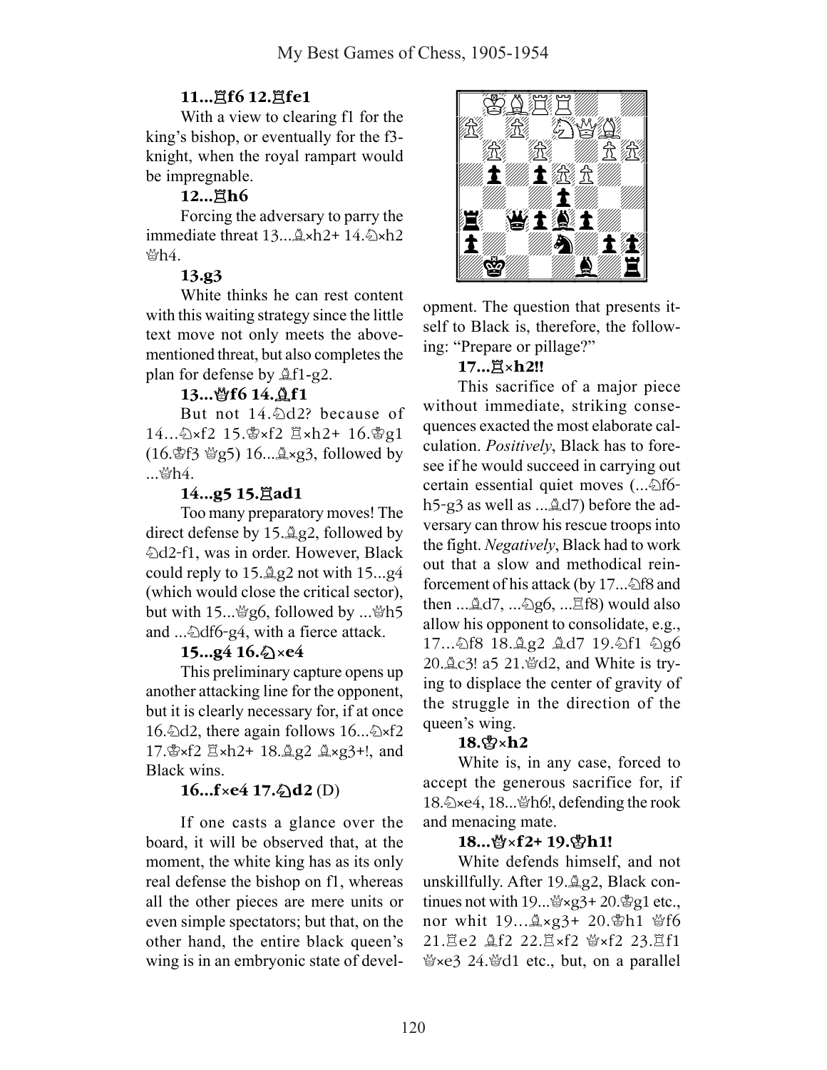**11...♖f6 12.♖fe1**

With a view to clearing f1 for the king's bishop, or eventually for the f3-knight, when the royal rampart would be impregnable.

**12...♖h6**

Forcing the adversary to parry the immediate threat 13...♗×h2+ 14.♘×h2 ♕h4.

**13.g3**

White thinks he can rest content with this waiting strategy since the little text move not only meets the above-mentioned threat, but also completes the plan for defense by ♗f1-g2.

**13...♕f6 14.♗f1**

But not 14.♘d2? because of 14...♘×f2 15.♔×f2 ♖×h2+ 16.♔g1 (16.♔f3 ♕g5) 16...♗×g3, followed by ...♕h4.

**14...g5 15.♖ad1**

Too many preparatory moves! The direct defense by 15.♗g2, followed by ♘d2-f1, was in order. However, Black could reply to 15.♗g2 not with 15...g4 (which would close the critical sector), but with 15...♕g6, followed by ...♕h5 and ...♘df6-g4, with a fierce attack.

**15...g4 16.♘×e4**

This preliminary capture opens up another attacking line for the opponent, but it is clearly necessary for, if at once 16.♘d2, there again follows 16...♘×f2 17.♔×f2 ♖×h2+ 18.♗g2 ♗×g3+!, and Black wins.

**16...f×e4 17.♘d2** (D)

If one casts a glance over the board, it will be observed that, at the moment, the white king has as its only real defense the bishop on f1, whereas all the other pieces are mere units or even simple spectators; but that, on the other hand, the entire black queen's wing is in an embryonic state of development. The question that presents itself to Black is, therefore, the following: "Prepare or pillage?"

**17...♖×h2!!**

This sacrifice of a major piece without immediate, striking consequences exacted the most elaborate calculation. *Positively*, Black has to foresee if he would succeed in carrying out certain essential quiet moves (...♘f6-h5-g3 as well as ...♗d7) before the adversary can throw his rescue troops into the fight. *Negatively*, Black had to work out that a slow and methodical reinforcement of his attack (by 17...♘f8 and then ...♗d7, ...♘g6, ...♖f8) would also allow his opponent to consolidate, e.g., 17...♘f8 18.♗g2 ♗d7 19.♘f1 ♘g6 20.♗c3! a5 21.♕d2, and White is trying to displace the center of gravity of the struggle in the direction of the queen's wing.

**18.♔×h2**

White is, in any case, forced to accept the generous sacrifice for, if 18.♘×e4, 18...♕h6!, defending the rook and menacing mate.

**18...♕×f2+ 19.♔h1!**

White defends himself, and not unskillfully. After 19.♗g2, Black continues not with 19...♕×g3+ 20.♔g1 etc., nor whit 19...♗×g3+ 20.♔h1 ♕f6 21.♖e2 ♗f2 22.♖×f2 ♕×f2 23.♖f1 ♕×e3 24.♕d1 etc., but, on a parallel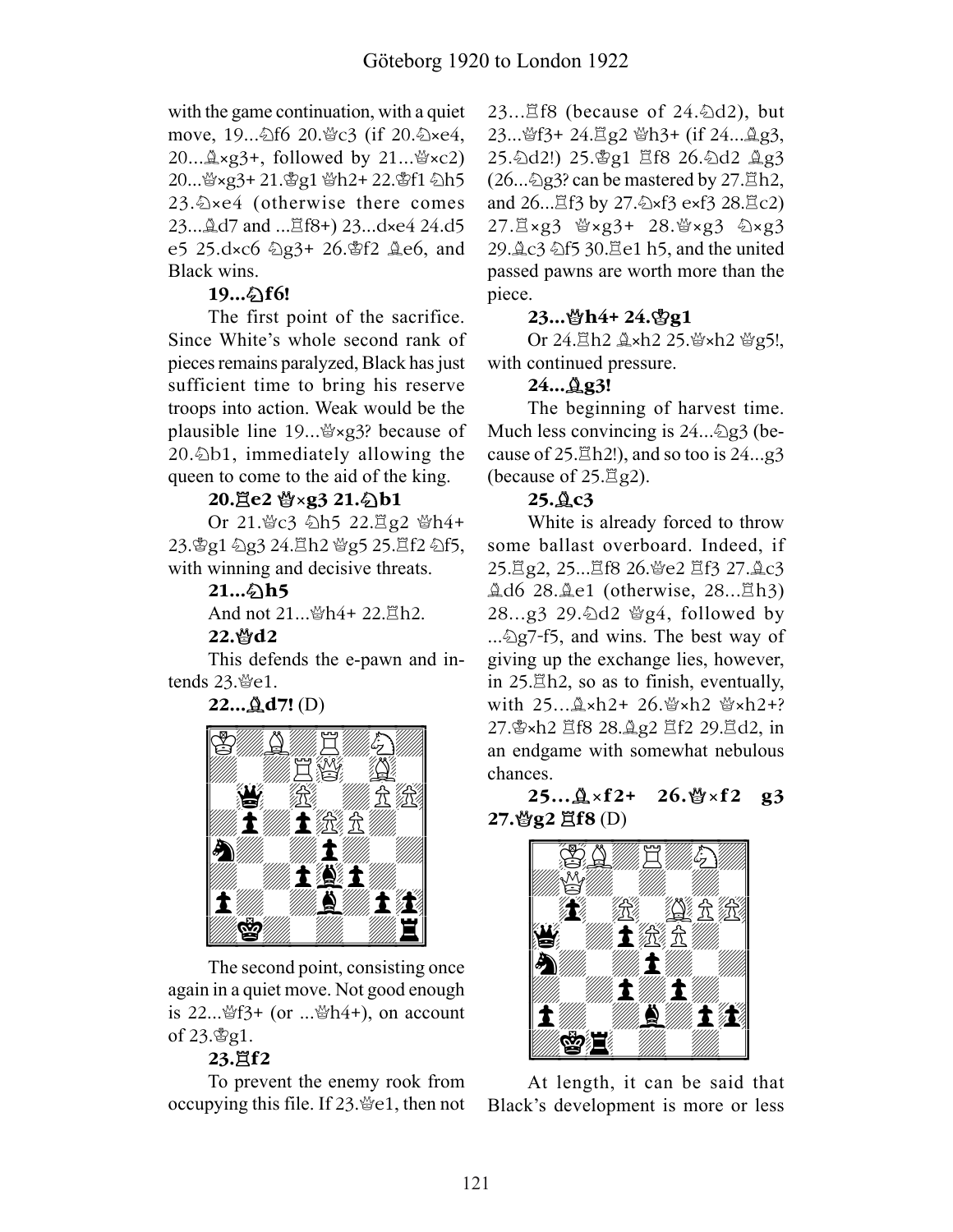with the game continuation, with a quiet move, 19...♘f6 20.♕c3 (if 20.♘×e4, 20...♗×g3+, followed by 21...♕×c2) 20...♕×g3+ 21.♔g1 ♕h2+ 22.♔f1 ♘h5 23.♘×e4 (otherwise there comes 23...♗d7 and ...♖f8+) 23...d×e4 24.d5 e5 25.d×c6 ♘g3+ 26.♔f2 ♗e6, and Black wins.

**19...♘f6!**

The first point of the sacrifice. Since White's whole second rank of pieces remains paralyzed, Black has just sufficient time to bring his reserve troops into action. Weak would be the plausible line 19...♕×g3? because of 20.♘b1, immediately allowing the queen to come to the aid of the king.

**20.♖e2 ♕×g3 21.♘b1**

Or 21.♕c3 ♘h5 22.♖g2 ♕h4+ 23.♔g1 ♘g3 24.♖h2 ♕g5 25.♖f2 ♘f5, with winning and decisive threats.

**21...♘h5**

And not 21...♕h4+ 22.♖h2.

**22.♕d2**

This defends the e-pawn and intends 23.♕e1.

**22...♗d7!** (D)

The second point, consisting once again in a quiet move. Not good enough is 22...♕f3+ (or ...♕h4+), on account of 23.♔g1.

**23.♖f2**

To prevent the enemy rook from occupying this file. If 23.♕e1, then not 23...♖f8 (because of 24.♘d2), but 23...♕f3+ 24.♖g2 ♕h3+ (if 24...♗g3, 25.♘d2!) 25.♔g1 ♖f8 26.♘d2 ♗g3 (26...♘g3? can be mastered by 27.♖h2, and 26...♖f3 by 27.♘×f3 e×f3 28.♖c2) 27.♖×g3 ♕×g3+ 28.♕×g3 ♘×g3 29.♗c3 ♘f5 30.♖e1 h5, and the united passed pawns are worth more than the piece.

**23...♕h4+ 24.♔g1**

Or 24.♖h2 ♗×h2 25.♕×h2 ♕g5!, with continued pressure.

**24...♗g3!**

The beginning of harvest time. Much less convincing is 24...♘g3 (because of 25.♖h2!), and so too is 24...g3 (because of 25.♖g2).

**25.♗c3**

White is already forced to throw some ballast overboard. Indeed, if 25.♖g2, 25...♖f8 26.♕e2 ♖f3 27.♗c3 ♗d6 28.♗e1 (otherwise, 28...♖h3) 28...g3 29.♘d2 ♕g4, followed by ...♘g7-f5, and wins. The best way of giving up the exchange lies, however, in 25.♖h2, so as to finish, eventually, with 25...♗×h2+ 26.♕×h2 ♕×h2+? 27.♔×h2 ♖f8 28.♗g2 ♖f2 29.♖d2, in an endgame with somewhat nebulous chances.

**25...♗×f2+ 26.♕×f2 g3 27.♕g2 ♖f8** (D)

At length, it can be said that Black's development is more or less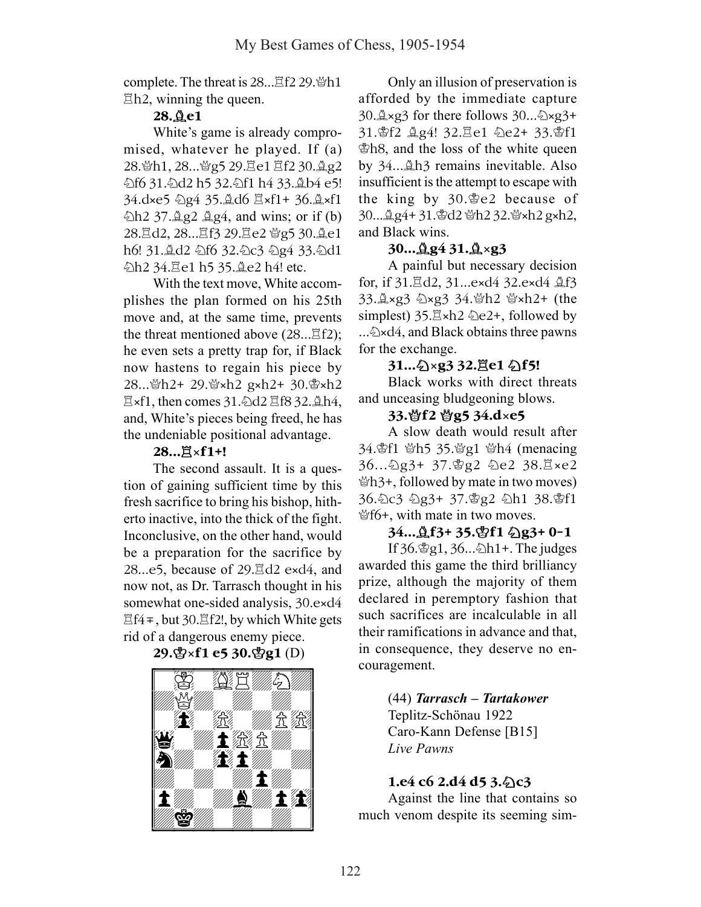complete. The threat is 28...♖f2 29.♕h1 ♖h2, winning the queen.

**28.♗e1**

White's game is already compromised, whatever he played. If (a) 28.♕h1, 28...♕g5 29.♖e1 ♖f2 30.♗g2 ♘f6 31.♘d2 h5 32.♘f1 h4 33.♗b4 e5! 34.d×e5 ♘g4 35.♗d6 ♖×f1+ 36.♗×f1 ♘h2 37.♗g2 ♗g4, and wins; or if (b) 28.♖d2, 28...♖f3 29.♖e2 ♕g5 30.♗e1 h6! 31.♗d2 ♘f6 32.♘c3 ♘g4 33.♘d1 ♘h2 34.♖e1 h5 35.♗e2 h4! etc.

With the text move, White accomplishes the plan formed on his 25th move and, at the same time, prevents the threat mentioned above (28...♖f2); he even sets a pretty trap for, if Black now hastens to regain his piece by 28...♕h2+ 29.♕×h2 g×h2+ 30.♔×h2 ♖×f1, then comes 31.♘d2 ♖f8 32.♗h4, and, White's pieces being freed, he has the undeniable positional advantage.

**28...♖×f1+!**

The second assault. It is a question of gaining sufficient time by this fresh sacrifice to bring his bishop, hitherto inactive, into the thick of the fight. Inconclusive, on the other hand, would be a preparation for the sacrifice by 28...e5, because of 29.♖d2 e×d4, and now not, as Dr. Tarrasch thought in his somewhat one-sided analysis, 30.e×d4 ♖f4∓, but 30.♖f2!, by which White gets rid of a dangerous enemy piece.

**29.♔×f1 e5 30.♔g1** (D)

Only an illusion of preservation is afforded by the immediate capture 30.♗×g3 for there follows 30...♘×g3+ 31.♔f2 ♗g4! 32.♖e1 ♘e2+ 33.♔f1 ♔h8, and the loss of the white queen by 34...♗h3 remains inevitable. Also insufficient is the attempt to escape with the king by 30.♔e2 because of 30...♗g4+ 31.♔d2 ♕h2 32.♕×h2 g×h2, and Black wins.

**30...♗g4 31.♗×g3**

A painful but necessary decision for, if 31.♖d2, 31...e×d4 32.e×d4 ♗f3 33.♗×g3 ♘×g3 34.♕h2 ♕×h2+ (the simplest) 35.♖×h2 ♘e2+, followed by ...♘×d4, and Black obtains three pawns for the exchange.

**31...♘×g3 32.♖e1 ♘f5!**

Black works with direct threats and unceasing bludgeoning blows.

**33.♕f2 ♕g5 34.d×e5**

A slow death would result after 34.♔f1 ♕h5 35.♕g1 ♕h4 (menacing 36...♘g3+ 37.♔g2 ♘e2 38.♖×e2 ♕h3+, followed by mate in two moves) 36.♘c3 ♘g3+ 37.♔g2 ♘h1 38.♔f1 ♕f6+, with mate in two moves.

**34...♗f3+ 35.♔f1 ♘g3+ 0-1**

If 36.♔g1, 36...♘h1+. The judges awarded this game the third brilliancy prize, although the majority of them declared in peremptory fashion that such sacrifices are incalculable in all their ramifications in advance and that, in consequence, they deserve no encouragement.

(44) ***Tarrasch – Tartakower***
Teplitz-Schönau 1922
Caro-Kann Defense [B15]
*Live Pawns*

**1.e4 c6 2.d4 d5 3.♘c3**

Against the line that contains so much venom despite its seeming sim-